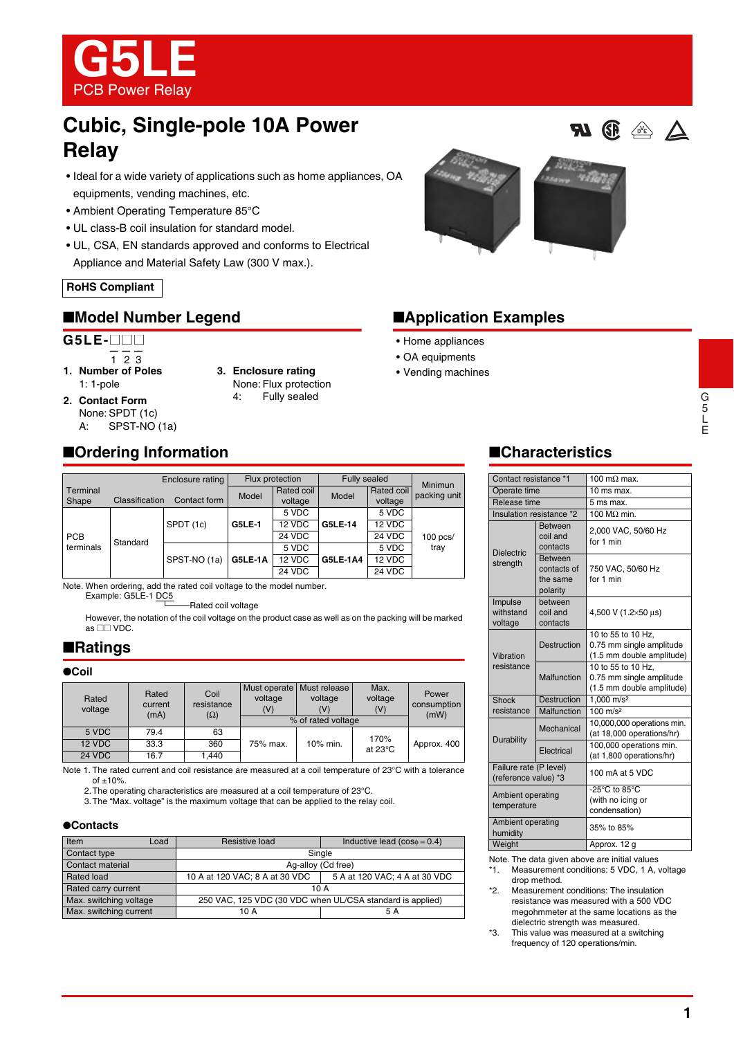# G5LE

PCB Power Relay

## Cubic, Single-pole 10A Power Relay

- Ideal for a wide variety of applications such as home appliances, OA equipments, vending machines, etc.
- Ambient Operating Temperature 85°C
- UL class-B coil insulation for standard model.
- UL, CSA, EN standards approved and conforms to Electrical Appliance and Material Safety Law (300 V max.).

**RoHS Compliant**

## ■Model Number Legend

**G5LE-□□□**

1 2 3

1. **Number of Poles**
   1: 1-pole
2. **Contact Form**
   None: SPDT (1c)
   A: SPST-NO (1a)
3. **Enclosure rating**
   None: Flux protection
   4: Fully sealed

## ■Application Examples

- Home appliances
- OA equipments
- Vending machines

## ■Ordering Information

| Terminal Shape | Classification | Contact form | Flux protection Model | Flux protection Rated coil voltage | Fully sealed Model | Fully sealed Rated coil voltage | Minimum packing unit |
|---|---|---|---|---|---|---|---|
| PCB terminals | Standard | SPDT (1c) | G5LE-1 | 5 VDC | G5LE-14 | 5 VDC | 100 pcs/ tray |
| | | | | 12 VDC | | 12 VDC | |
| | | | | 24 VDC | | 24 VDC | |
| | | SPST-NO (1a) | G5LE-1A | 5 VDC | G5LE-1A4 | 5 VDC | |
| | | | | 12 VDC | | 12 VDC | |
| | | | | 24 VDC | | 24 VDC | |

Note. When ordering, add the rated coil voltage to the model number.
Example: G5LE-1 DC5
Rated coil voltage
However, the notation of the coil voltage on the product case as well as on the packing will be marked as □□ VDC.

## ■Ratings

### ●Coil

| Rated voltage | Rated current (mA) | Coil resistance (Ω) | Must operate voltage (V) | Must release voltage (V) | Max. voltage (V) | Power consumption (mW) |
|---|---|---|---|---|---|---|
| | | | % of rated voltage | | | |
| 5 VDC | 79.4 | 63 | 75% max. | 10% min. | 170% at 23°C | Approx. 400 |
| 12 VDC | 33.3 | 360 | | | | |
| 24 VDC | 16.7 | 1,440 | | | | |

Note 1. The rated current and coil resistance are measured at a coil temperature of 23°C with a tolerance of ±10%.
2. The operating characteristics are measured at a coil temperature of 23°C.
3. The "Max. voltage" is the maximum voltage that can be applied to the relay coil.

### ●Contacts

| Item / Load | Resistive load | Inductive lead (cosφ = 0.4) |
|---|---|---|
| Contact type | Single | |
| Contact material | Ag-alloy (Cd free) | |
| Rated load | 10 A at 120 VAC; 8 A at 30 VDC | 5 A at 120 VAC; 4 A at 30 VDC |
| Rated carry current | 10 A | |
| Max. switching voltage | 250 VAC, 125 VDC (30 VDC when UL/CSA standard is applied) | |
| Max. switching current | 10 A | 5 A |

## ■Characteristics

| Item | | Value |
|---|---|---|
| Contact resistance *1 | | 100 mΩ max. |
| Operate time | | 10 ms max. |
| Release time | | 5 ms max. |
| Insulation resistance *2 | | 100 MΩ min. |
| Dielectric strength | Between coil and contacts | 2,000 VAC, 50/60 Hz for 1 min |
| | Between contacts of the same polarity | 750 VAC, 50/60 Hz for 1 min |
| Impulse withstand voltage | between coil and contacts | 4,500 V (1.2×50 µs) |
| Vibration resistance | Destruction | 10 to 55 to 10 Hz, 0.75 mm single amplitude (1.5 mm double amplitude) |
| | Malfunction | 10 to 55 to 10 Hz, 0.75 mm single amplitude (1.5 mm double amplitude) |
| Shock resistance | Destruction | 1,000 m/s² |
| | Malfunction | 100 m/s² |
| Durability | Mechanical | 10,000,000 operations min. (at 18,000 operations/hr) |
| | Electrical | 100,000 operations min. (at 1,800 operations/hr) |
| Failure rate (P level) (reference value) *3 | | 100 mA at 5 VDC |
| Ambient operating temperature | | -25°C to 85°C (with no icing or condensation) |
| Ambient operating humidity | | 35% to 85% |
| Weight | | Approx. 12 g |

Note. The data given above are initial values
*1. Measurement conditions: 5 VDC, 1 A, voltage drop method.
*2. Measurement conditions: The insulation resistance was measured with a 500 VDC megohmmeter at the same locations as the dielectric strength was measured.
*3. This value was measured at a switching frequency of 120 operations/min.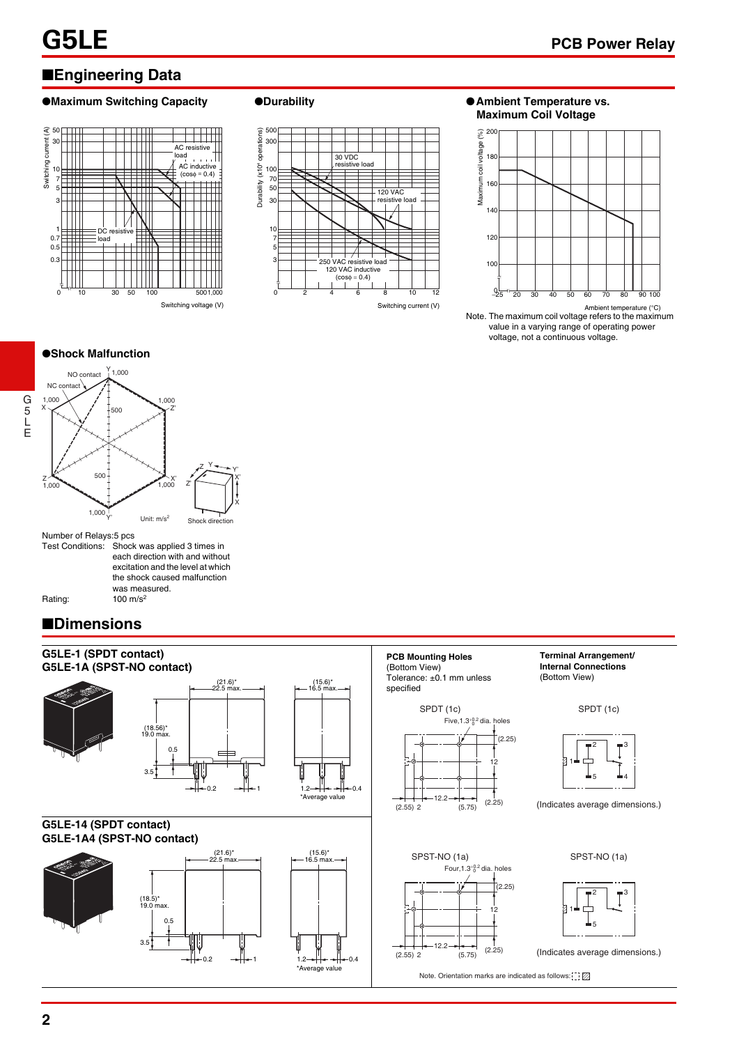## ■Engineering Data

### ●Maximum Switching Capacity

### ●Durability

### ●Ambient Temperature vs. Maximum Coil Voltage

Note. The maximum coil voltage refers to the maximum value in a varying range of operating power voltage, not a continuous voltage.

### ●Shock Malfunction

Number of Relays: 5 pcs

Test Conditions: Shock was applied 3 times in each direction with and without excitation and the level at which the shock caused malfunction was measured.

Rating: 100 m/s²

## ■Dimensions

### G5LE-1 (SPDT contact)
### G5LE-1A (SPST-NO contact)

*Average value

**PCB Mounting Holes**
(Bottom View)
Tolerance: ±0.1 mm unless specified

SPDT (1c)
Five, 1.3$^{+0.2}_{0}$ dia. holes

**Terminal Arrangement/ Internal Connections**
(Bottom View)

SPDT (1c)

(Indicates average dimensions.)

### G5LE-14 (SPDT contact)
### G5LE-1A4 (SPST-NO contact)

*Average value

SPST-NO (1a)
Four, 1.3$^{+0.2}_{0}$ dia. holes

SPST-NO (1a)

(Indicates average dimensions.)

Note. Orientation marks are indicated as follows: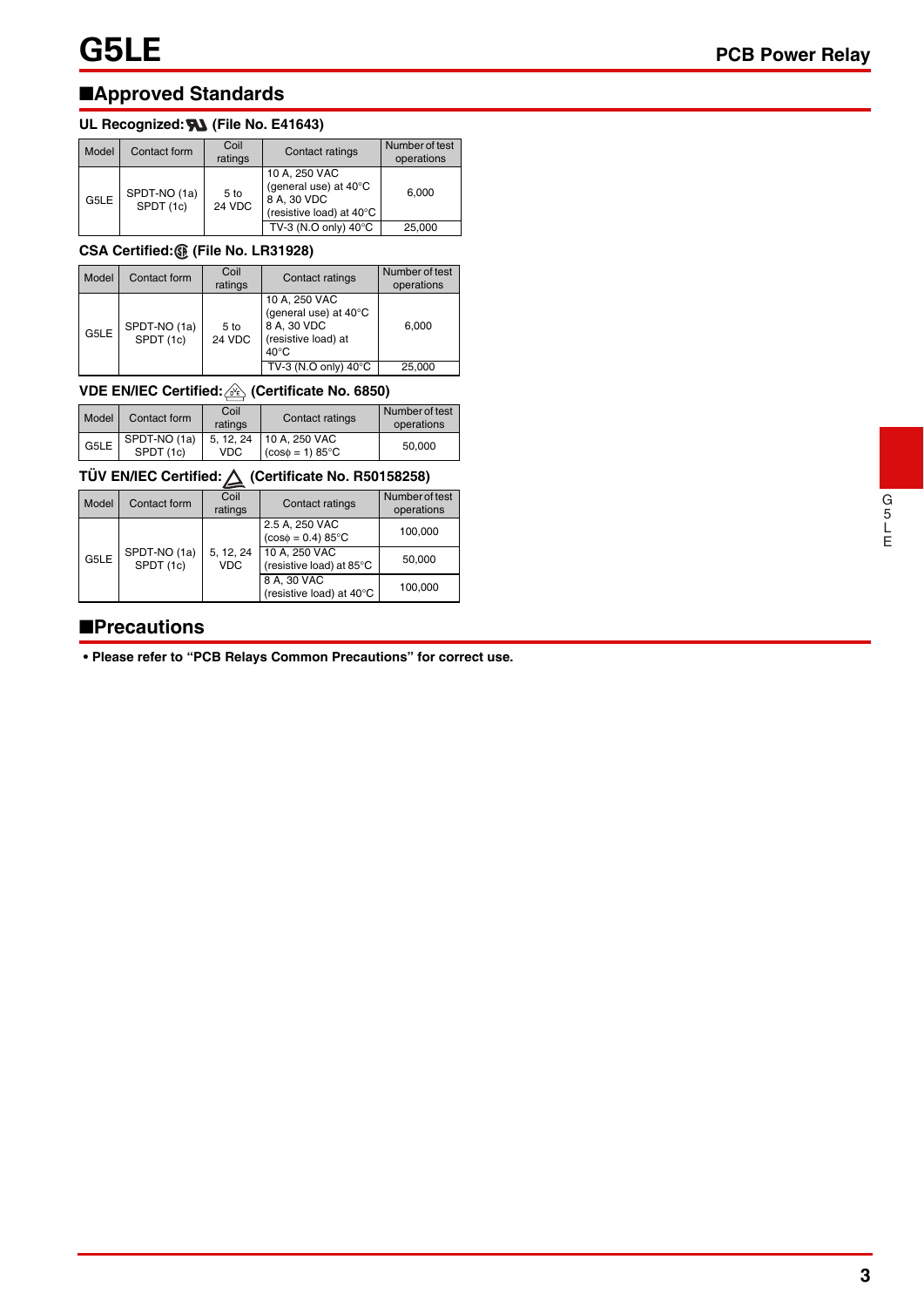## Approved Standards

### UL Recognized: (File No. E41643)

| Model | Contact form | Coil ratings | Contact ratings | Number of test operations |
|---|---|---|---|---|
| G5LE | SPDT-NO (1a) SPDT (1c) | 5 to 24 VDC | 10 A, 250 VAC (general use) at 40°C 8 A, 30 VDC (resistive load) at 40°C | 6,000 |
| | | | TV-3 (N.O only) 40°C | 25,000 |

### CSA Certified: (File No. LR31928)

| Model | Contact form | Coil ratings | Contact ratings | Number of test operations |
|---|---|---|---|---|
| G5LE | SPDT-NO (1a) SPDT (1c) | 5 to 24 VDC | 10 A, 250 VAC (general use) at 40°C 8 A, 30 VDC (resistive load) at 40°C | 6,000 |
| | | | TV-3 (N.O only) 40°C | 25,000 |

### VDE EN/IEC Certified: (Certificate No. 6850)

| Model | Contact form | Coil ratings | Contact ratings | Number of test operations |
|---|---|---|---|---|
| G5LE | SPDT-NO (1a) SPDT (1c) | 5, 12, 24 VDC | 10 A, 250 VAC (cosϕ = 1) 85°C | 50,000 |

### TÜV EN/IEC Certified: (Certificate No. R50158258)

| Model | Contact form | Coil ratings | Contact ratings | Number of test operations |
|---|---|---|---|---|
| G5LE | SPDT-NO (1a) SPDT (1c) | 5, 12, 24 VDC | 2.5 A, 250 VAC (cosϕ = 0.4) 85°C | 100,000 |
| | | | 10 A, 250 VAC (resistive load) at 85°C | 50,000 |
| | | | 8 A, 30 VAC (resistive load) at 40°C | 100,000 |

## Precautions

- **Please refer to "PCB Relays Common Precautions" for correct use.**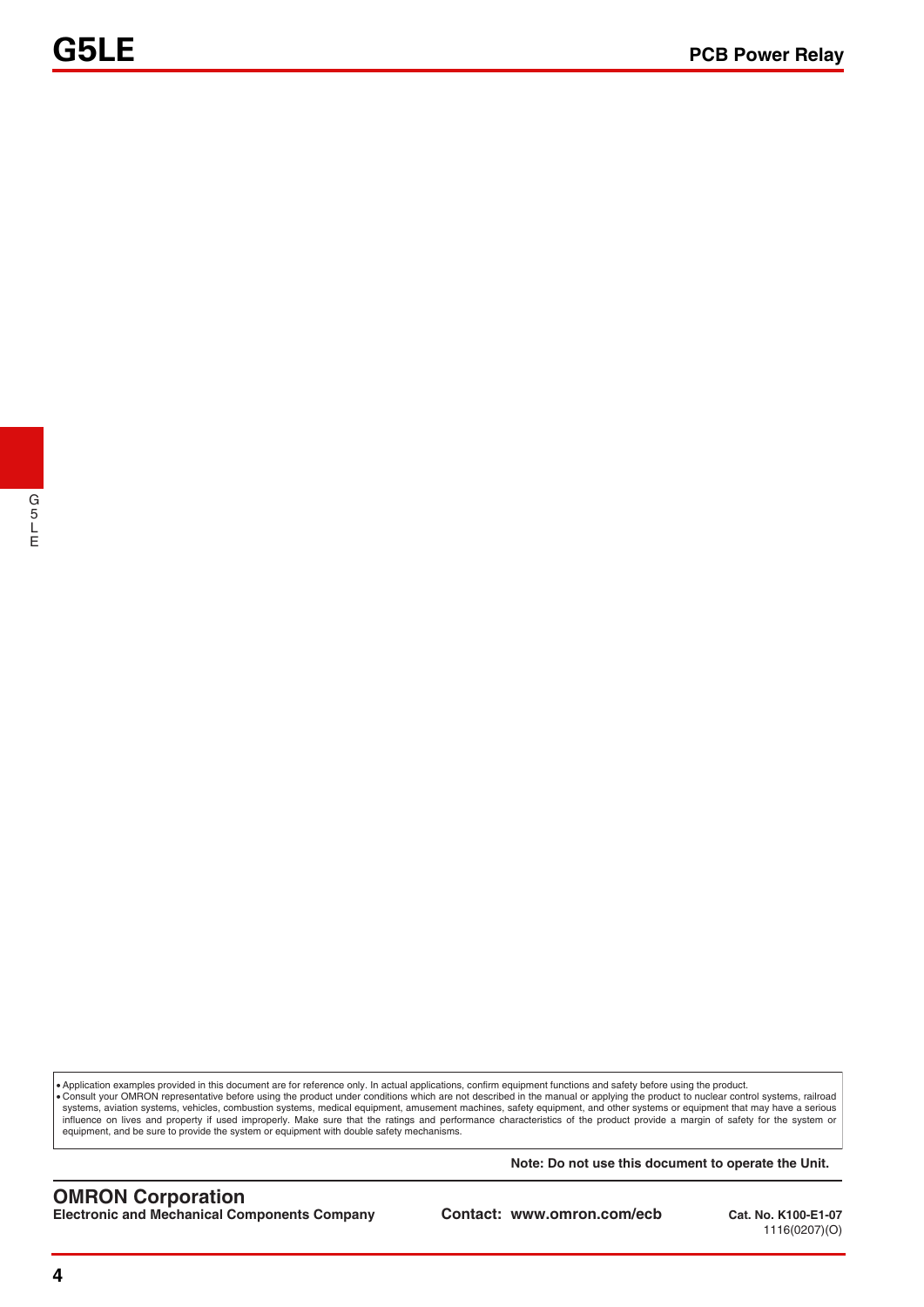- Application examples provided in this document are for reference only. In actual applications, confirm equipment functions and safety before using the product.
- Consult your OMRON representative before using the product under conditions which are not described in the manual or applying the product to nuclear control systems, railroad systems, aviation systems, vehicles, combustion systems, medical equipment, amusement machines, safety equipment, and other systems or equipment that may have a serious influence on lives and property if used improperly. Make sure that the ratings and performance characteristics of the product provide a margin of safety for the system or equipment, and be sure to provide the system or equipment with double safety mechanisms.

**Note: Do not use this document to operate the Unit.**

## OMRON Corporation

**Electronic and Mechanical Components Company**

**Contact: www.omron.com/ecb**

**Cat. No. K100-E1-07**

1116(0207)(O)